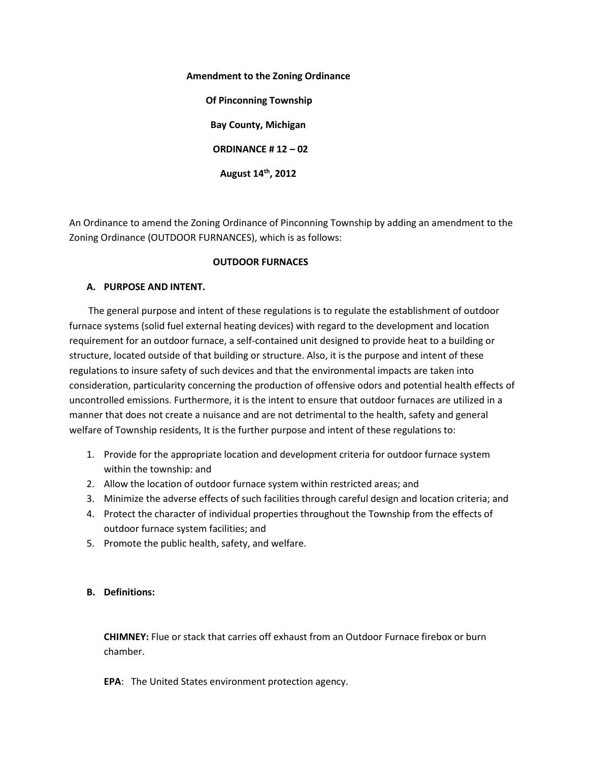**Amendment to the Zoning Ordinance**

**Of Pinconning Township**

**Bay County, Michigan**

**ORDINANCE # 12 – 02**

**August 14th, 2012**

An Ordinance to amend the Zoning Ordinance of Pinconning Township by adding an amendment to the Zoning Ordinance (OUTDOOR FURNANCES), which is as follows:

**OUTDOOR FURNACES**

**A. PURPOSE AND INTENT.**

The general purpose and intent of these regulations is to regulate the establishment of outdoor furnace systems (solid fuel external heating devices) with regard to the development and location requirement for an outdoor furnace, a self-contained unit designed to provide heat to a building or structure, located outside of that building or structure. Also, it is the purpose and intent of these regulations to insure safety of such devices and that the environmental impacts are taken into consideration, particularity concerning the production of offensive odors and potential health effects of uncontrolled emissions. Furthermore, it is the intent to ensure that outdoor furnaces are utilized in a manner that does not create a nuisance and are not detrimental to the health, safety and general welfare of Township residents, It is the further purpose and intent of these regulations to:

1. Provide for the appropriate location and development criteria for outdoor furnace system within the township: and
2. Allow the location of outdoor furnace system within restricted areas; and
3. Minimize the adverse effects of such facilities through careful design and location criteria; and
4. Protect the character of individual properties throughout the Township from the effects of outdoor furnace system facilities; and
5. Promote the public health, safety, and welfare.

**B. Definitions:**

**CHIMNEY:** Flue or stack that carries off exhaust from an Outdoor Furnace firebox or burn chamber.

**EPA**: The United States environment protection agency.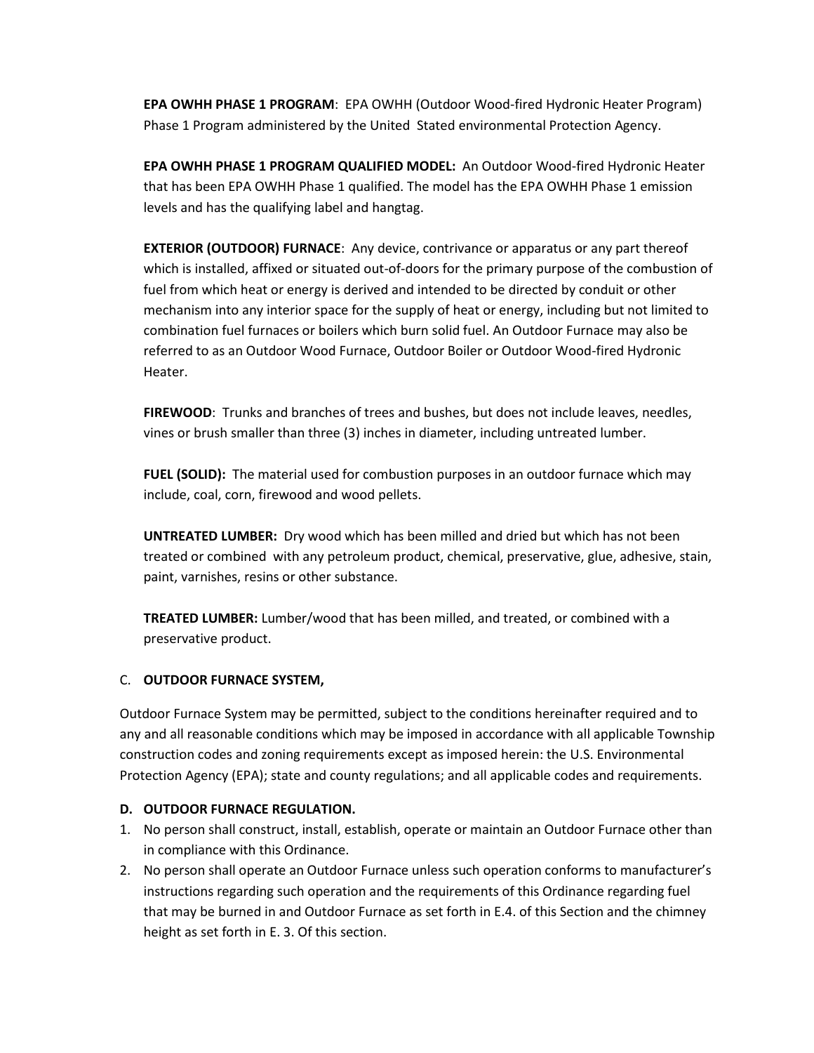**EPA OWHH PHASE 1 PROGRAM**: EPA OWHH (Outdoor Wood-fired Hydronic Heater Program) Phase 1 Program administered by the United Stated environmental Protection Agency.

**EPA OWHH PHASE 1 PROGRAM QUALIFIED MODEL:** An Outdoor Wood-fired Hydronic Heater that has been EPA OWHH Phase 1 qualified. The model has the EPA OWHH Phase 1 emission levels and has the qualifying label and hangtag.

**EXTERIOR (OUTDOOR) FURNACE**: Any device, contrivance or apparatus or any part thereof which is installed, affixed or situated out-of-doors for the primary purpose of the combustion of fuel from which heat or energy is derived and intended to be directed by conduit or other mechanism into any interior space for the supply of heat or energy, including but not limited to combination fuel furnaces or boilers which burn solid fuel. An Outdoor Furnace may also be referred to as an Outdoor Wood Furnace, Outdoor Boiler or Outdoor Wood-fired Hydronic Heater.

**FIREWOOD**: Trunks and branches of trees and bushes, but does not include leaves, needles, vines or brush smaller than three (3) inches in diameter, including untreated lumber.

**FUEL (SOLID):** The material used for combustion purposes in an outdoor furnace which may include, coal, corn, firewood and wood pellets.

**UNTREATED LUMBER:** Dry wood which has been milled and dried but which has not been treated or combined with any petroleum product, chemical, preservative, glue, adhesive, stain, paint, varnishes, resins or other substance.

**TREATED LUMBER:** Lumber/wood that has been milled, and treated, or combined with a preservative product.

C. **OUTDOOR FURNACE SYSTEM,**

Outdoor Furnace System may be permitted, subject to the conditions hereinafter required and to any and all reasonable conditions which may be imposed in accordance with all applicable Township construction codes and zoning requirements except as imposed herein: the U.S. Environmental Protection Agency (EPA); state and county regulations; and all applicable codes and requirements.

**D. OUTDOOR FURNACE REGULATION.**

1. No person shall construct, install, establish, operate or maintain an Outdoor Furnace other than in compliance with this Ordinance.
2. No person shall operate an Outdoor Furnace unless such operation conforms to manufacturer's instructions regarding such operation and the requirements of this Ordinance regarding fuel that may be burned in and Outdoor Furnace as set forth in E.4. of this Section and the chimney height as set forth in E. 3. Of this section.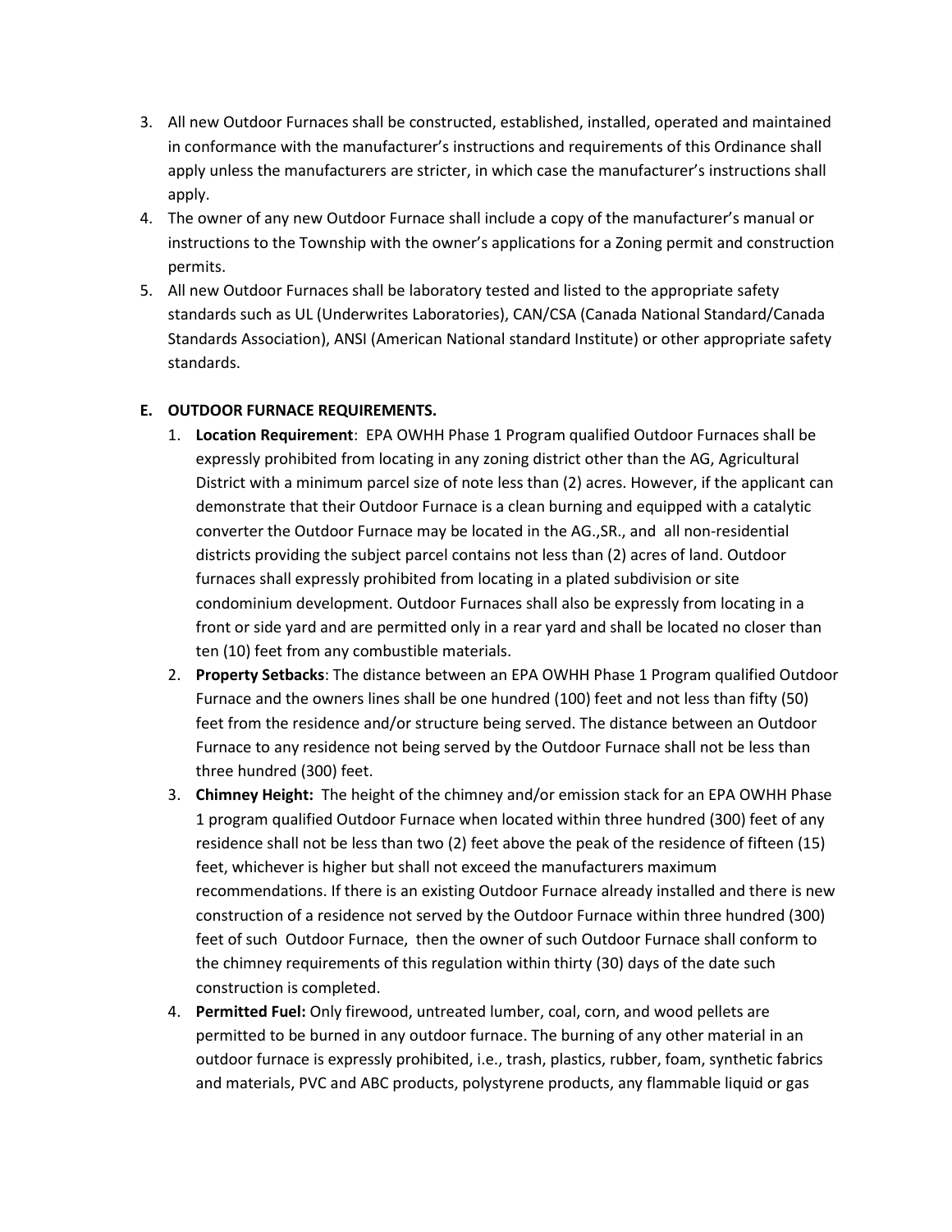3. All new Outdoor Furnaces shall be constructed, established, installed, operated and maintained in conformance with the manufacturer's instructions and requirements of this Ordinance shall apply unless the manufacturers are stricter, in which case the manufacturer's instructions shall apply.
4. The owner of any new Outdoor Furnace shall include a copy of the manufacturer's manual or instructions to the Township with the owner's applications for a Zoning permit and construction permits.
5. All new Outdoor Furnaces shall be laboratory tested and listed to the appropriate safety standards such as UL (Underwrites Laboratories), CAN/CSA (Canada National Standard/Canada Standards Association), ANSI (American National standard Institute) or other appropriate safety standards.

**E. OUTDOOR FURNACE REQUIREMENTS.**

1. **Location Requirement**: EPA OWHH Phase 1 Program qualified Outdoor Furnaces shall be expressly prohibited from locating in any zoning district other than the AG, Agricultural District with a minimum parcel size of note less than (2) acres. However, if the applicant can demonstrate that their Outdoor Furnace is a clean burning and equipped with a catalytic converter the Outdoor Furnace may be located in the AG.,SR., and all non-residential districts providing the subject parcel contains not less than (2) acres of land. Outdoor furnaces shall expressly prohibited from locating in a plated subdivision or site condominium development. Outdoor Furnaces shall also be expressly from locating in a front or side yard and are permitted only in a rear yard and shall be located no closer than ten (10) feet from any combustible materials.
2. **Property Setbacks**: The distance between an EPA OWHH Phase 1 Program qualified Outdoor Furnace and the owners lines shall be one hundred (100) feet and not less than fifty (50) feet from the residence and/or structure being served. The distance between an Outdoor Furnace to any residence not being served by the Outdoor Furnace shall not be less than three hundred (300) feet.
3. **Chimney Height:** The height of the chimney and/or emission stack for an EPA OWHH Phase 1 program qualified Outdoor Furnace when located within three hundred (300) feet of any residence shall not be less than two (2) feet above the peak of the residence of fifteen (15) feet, whichever is higher but shall not exceed the manufacturers maximum recommendations. If there is an existing Outdoor Furnace already installed and there is new construction of a residence not served by the Outdoor Furnace within three hundred (300) feet of such Outdoor Furnace, then the owner of such Outdoor Furnace shall conform to the chimney requirements of this regulation within thirty (30) days of the date such construction is completed.
4. **Permitted Fuel:** Only firewood, untreated lumber, coal, corn, and wood pellets are permitted to be burned in any outdoor furnace. The burning of any other material in an outdoor furnace is expressly prohibited, i.e., trash, plastics, rubber, foam, synthetic fabrics and materials, PVC and ABC products, polystyrene products, any flammable liquid or gas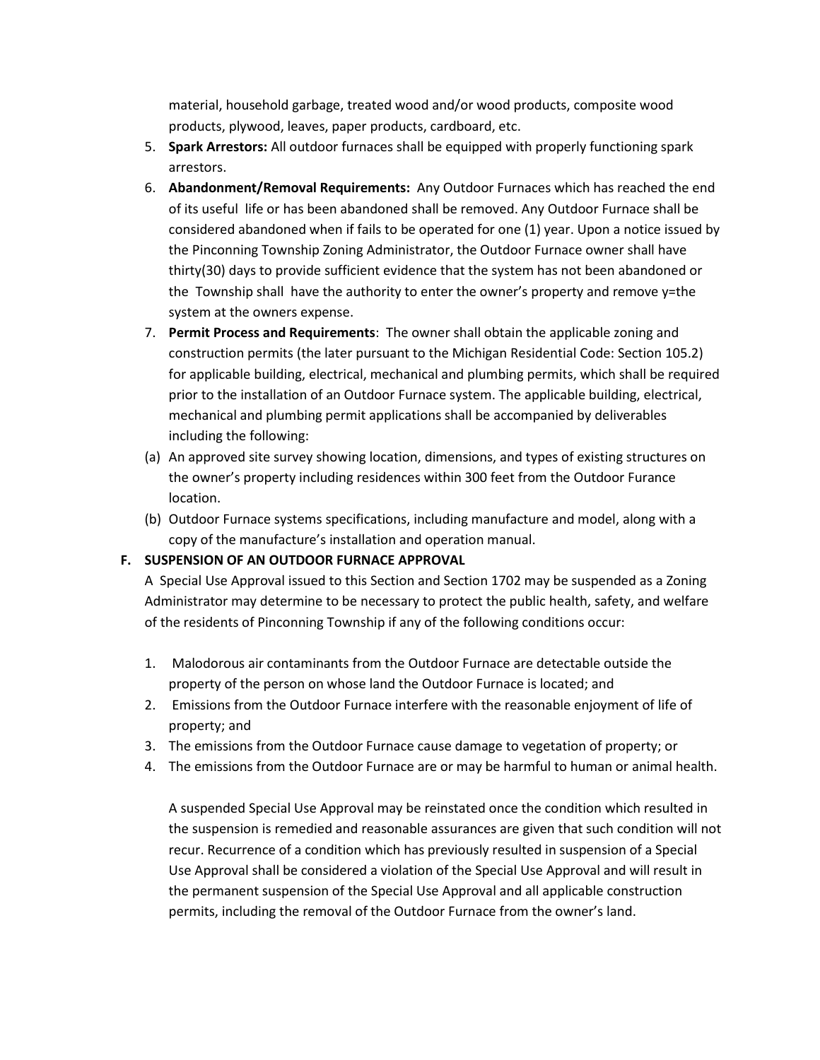material, household garbage, treated wood and/or wood products, composite wood products, plywood, leaves, paper products, cardboard, etc.

5. **Spark Arrestors:** All outdoor furnaces shall be equipped with properly functioning spark arrestors.
6. **Abandonment/Removal Requirements:** Any Outdoor Furnaces which has reached the end of its useful life or has been abandoned shall be removed. Any Outdoor Furnace shall be considered abandoned when if fails to be operated for one (1) year. Upon a notice issued by the Pinconning Township Zoning Administrator, the Outdoor Furnace owner shall have thirty(30) days to provide sufficient evidence that the system has not been abandoned or the Township shall have the authority to enter the owner's property and remove y=the system at the owners expense.
7. **Permit Process and Requirements**: The owner shall obtain the applicable zoning and construction permits (the later pursuant to the Michigan Residential Code: Section 105.2) for applicable building, electrical, mechanical and plumbing permits, which shall be required prior to the installation of an Outdoor Furnace system. The applicable building, electrical, mechanical and plumbing permit applications shall be accompanied by deliverables including the following:

(a) An approved site survey showing location, dimensions, and types of existing structures on the owner's property including residences within 300 feet from the Outdoor Furance location.

(b) Outdoor Furnace systems specifications, including manufacture and model, along with a copy of the manufacture's installation and operation manual.

**F. SUSPENSION OF AN OUTDOOR FURNACE APPROVAL**

A Special Use Approval issued to this Section and Section 1702 may be suspended as a Zoning Administrator may determine to be necessary to protect the public health, safety, and welfare of the residents of Pinconning Township if any of the following conditions occur:

1. Malodorous air contaminants from the Outdoor Furnace are detectable outside the property of the person on whose land the Outdoor Furnace is located; and
2. Emissions from the Outdoor Furnace interfere with the reasonable enjoyment of life of property; and
3. The emissions from the Outdoor Furnace cause damage to vegetation of property; or
4. The emissions from the Outdoor Furnace are or may be harmful to human or animal health.

A suspended Special Use Approval may be reinstated once the condition which resulted in the suspension is remedied and reasonable assurances are given that such condition will not recur. Recurrence of a condition which has previously resulted in suspension of a Special Use Approval shall be considered a violation of the Special Use Approval and will result in the permanent suspension of the Special Use Approval and all applicable construction permits, including the removal of the Outdoor Furnace from the owner's land.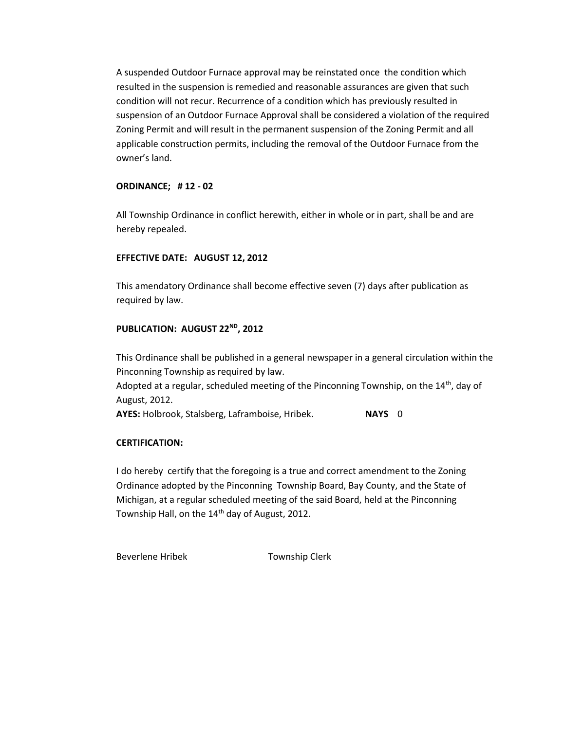A suspended Outdoor Furnace approval may be reinstated once the condition which resulted in the suspension is remedied and reasonable assurances are given that such condition will not recur. Recurrence of a condition which has previously resulted in suspension of an Outdoor Furnace Approval shall be considered a violation of the required Zoning Permit and will result in the permanent suspension of the Zoning Permit and all applicable construction permits, including the removal of the Outdoor Furnace from the owner's land.

**ORDINANCE; # 12 - 02**

All Township Ordinance in conflict herewith, either in whole or in part, shall be and are hereby repealed.

**EFFECTIVE DATE: AUGUST 12, 2012**

This amendatory Ordinance shall become effective seven (7) days after publication as required by law.

**PUBLICATION: AUGUST 22ND, 2012**

This Ordinance shall be published in a general newspaper in a general circulation within the Pinconning Township as required by law.
Adopted at a regular, scheduled meeting of the Pinconning Township, on the 14th, day of August, 2012.
**AYES:** Holbrook, Stalsberg, Laframboise, Hribek. **NAYS** 0

**CERTIFICATION:**

I do hereby certify that the foregoing is a true and correct amendment to the Zoning Ordinance adopted by the Pinconning Township Board, Bay County, and the State of Michigan, at a regular scheduled meeting of the said Board, held at the Pinconning Township Hall, on the 14th day of August, 2012.

Beverlene Hribek Township Clerk